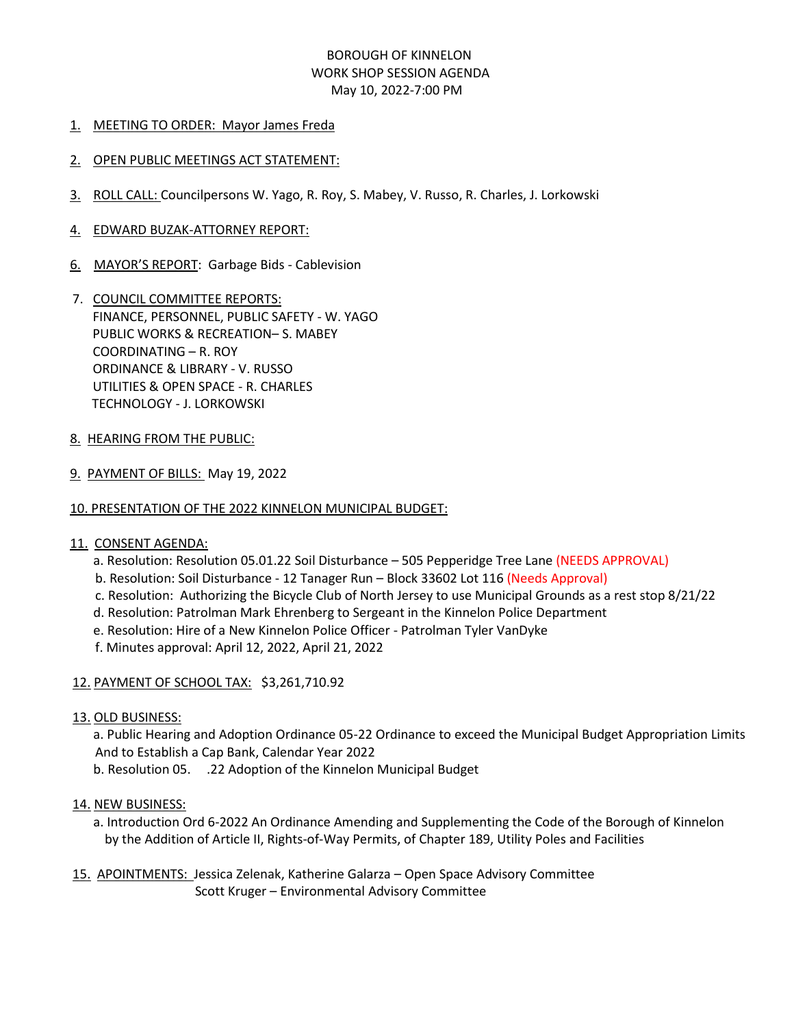BOROUGH OF KINNELON
WORK SHOP SESSION AGENDA
May 10, 2022-7:00 PM

1. MEETING TO ORDER: Mayor James Freda

2. OPEN PUBLIC MEETINGS ACT STATEMENT:

3. ROLL CALL: Councilpersons W. Yago, R. Roy, S. Mabey, V. Russo, R. Charles, J. Lorkowski

4. EDWARD BUZAK-ATTORNEY REPORT:

6. MAYOR'S REPORT: Garbage Bids - Cablevision

7. COUNCIL COMMITTEE REPORTS:
   FINANCE, PERSONNEL, PUBLIC SAFETY - W. YAGO
   PUBLIC WORKS & RECREATION– S. MABEY
   COORDINATING – R. ROY
   ORDINANCE & LIBRARY - V. RUSSO
   UTILITIES & OPEN SPACE - R. CHARLES
   TECHNOLOGY - J. LORKOWSKI

8. HEARING FROM THE PUBLIC:

9. PAYMENT OF BILLS: May 19, 2022

10. PRESENTATION OF THE 2022 KINNELON MUNICIPAL BUDGET:

11. CONSENT AGENDA:
   a. Resolution: Resolution 05.01.22 Soil Disturbance – 505 Pepperidge Tree Lane (NEEDS APPROVAL)
   b. Resolution: Soil Disturbance - 12 Tanager Run – Block 33602 Lot 116 (Needs Approval)
   c. Resolution: Authorizing the Bicycle Club of North Jersey to use Municipal Grounds as a rest stop 8/21/22
   d. Resolution: Patrolman Mark Ehrenberg to Sergeant in the Kinnelon Police Department
   e. Resolution: Hire of a New Kinnelon Police Officer - Patrolman Tyler VanDyke
   f. Minutes approval: April 12, 2022, April 21, 2022

12. PAYMENT OF SCHOOL TAX: $3,261,710.92

13. OLD BUSINESS:
   a. Public Hearing and Adoption Ordinance 05-22 Ordinance to exceed the Municipal Budget Appropriation Limits And to Establish a Cap Bank, Calendar Year 2022
   b. Resolution 05. .22 Adoption of the Kinnelon Municipal Budget

14. NEW BUSINESS:
   a. Introduction Ord 6-2022 An Ordinance Amending and Supplementing the Code of the Borough of Kinnelon by the Addition of Article II, Rights-of-Way Permits, of Chapter 189, Utility Poles and Facilities

15. APOINTMENTS: Jessica Zelenak, Katherine Galarza – Open Space Advisory Committee
   Scott Kruger – Environmental Advisory Committee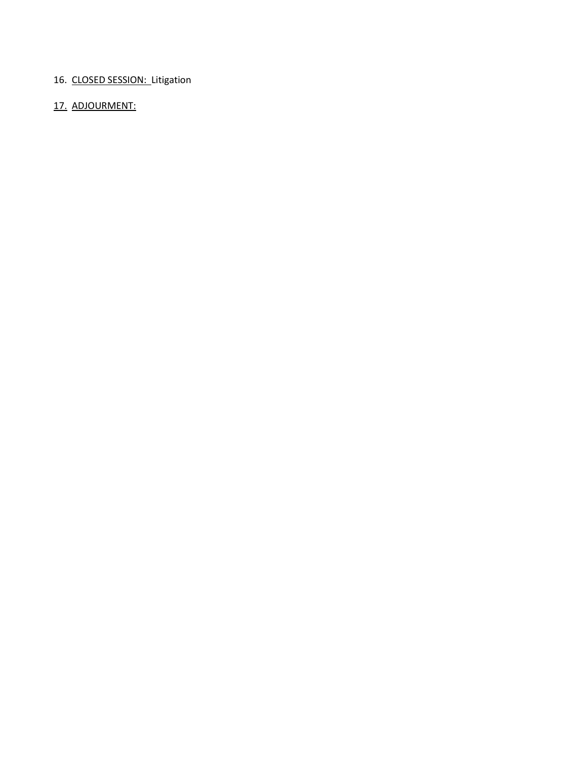16. CLOSED SESSION: Litigation

17. ADJOURMENT: